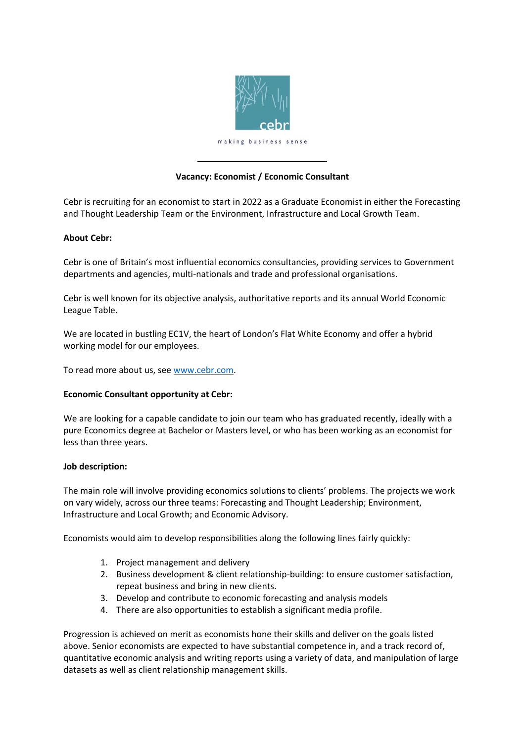cebr

making business sense

## Vacancy: Economist / Economic Consultant

Cebr is recruiting for an economist to start in 2022 as a Graduate Economist in either the Forecasting and Thought Leadership Team or the Environment, Infrastructure and Local Growth Team.

**About Cebr:**

Cebr is one of Britain's most influential economics consultancies, providing services to Government departments and agencies, multi-nationals and trade and professional organisations.

Cebr is well known for its objective analysis, authoritative reports and its annual World Economic League Table.

We are located in bustling EC1V, the heart of London's Flat White Economy and offer a hybrid working model for our employees.

To read more about us, see [www.cebr.com](http://www.cebr.com).

**Economic Consultant opportunity at Cebr:**

We are looking for a capable candidate to join our team who has graduated recently, ideally with a pure Economics degree at Bachelor or Masters level, or who has been working as an economist for less than three years.

**Job description:**

The main role will involve providing economics solutions to clients' problems. The projects we work on vary widely, across our three teams: Forecasting and Thought Leadership; Environment, Infrastructure and Local Growth; and Economic Advisory.

Economists would aim to develop responsibilities along the following lines fairly quickly:

1. Project management and delivery
2. Business development & client relationship-building: to ensure customer satisfaction, repeat business and bring in new clients.
3. Develop and contribute to economic forecasting and analysis models
4. There are also opportunities to establish a significant media profile.

Progression is achieved on merit as economists hone their skills and deliver on the goals listed above. Senior economists are expected to have substantial competence in, and a track record of, quantitative economic analysis and writing reports using a variety of data, and manipulation of large datasets as well as client relationship management skills.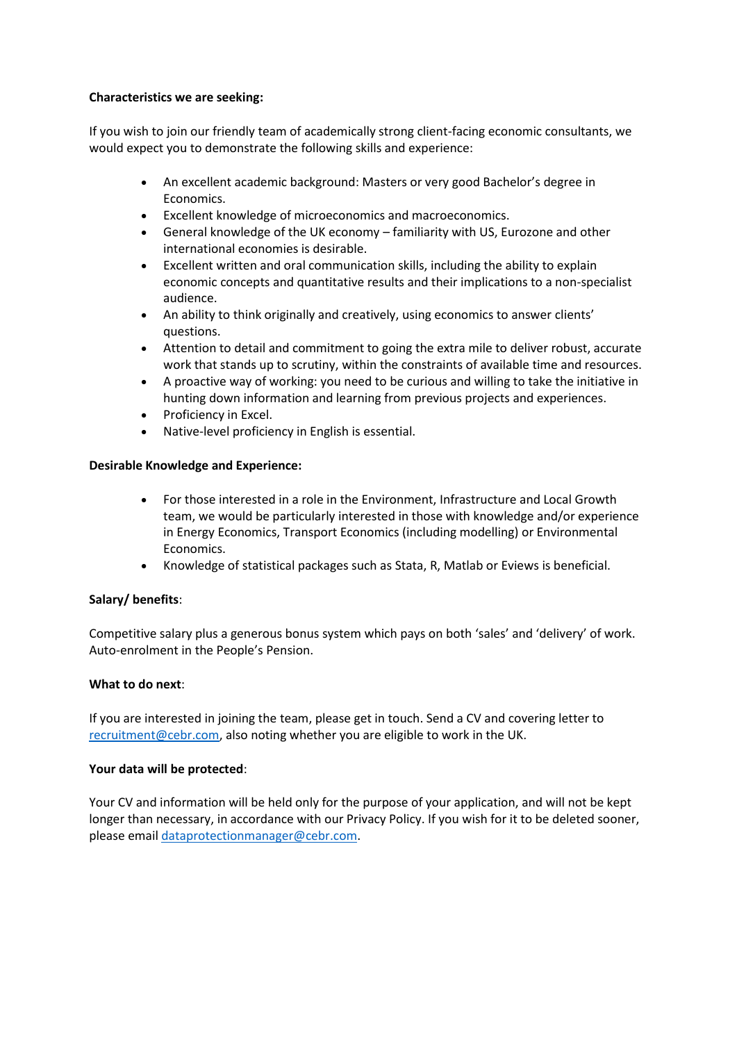**Characteristics we are seeking:**

If you wish to join our friendly team of academically strong client-facing economic consultants, we would expect you to demonstrate the following skills and experience:

- An excellent academic background: Masters or very good Bachelor's degree in Economics.
- Excellent knowledge of microeconomics and macroeconomics.
- General knowledge of the UK economy – familiarity with US, Eurozone and other international economies is desirable.
- Excellent written and oral communication skills, including the ability to explain economic concepts and quantitative results and their implications to a non-specialist audience.
- An ability to think originally and creatively, using economics to answer clients' questions.
- Attention to detail and commitment to going the extra mile to deliver robust, accurate work that stands up to scrutiny, within the constraints of available time and resources.
- A proactive way of working: you need to be curious and willing to take the initiative in hunting down information and learning from previous projects and experiences.
- Proficiency in Excel.
- Native-level proficiency in English is essential.

**Desirable Knowledge and Experience:**

- For those interested in a role in the Environment, Infrastructure and Local Growth team, we would be particularly interested in those with knowledge and/or experience in Energy Economics, Transport Economics (including modelling) or Environmental Economics.
- Knowledge of statistical packages such as Stata, R, Matlab or Eviews is beneficial.

**Salary/ benefits**:

Competitive salary plus a generous bonus system which pays on both 'sales' and 'delivery' of work. Auto-enrolment in the People's Pension.

**What to do next**:

If you are interested in joining the team, please get in touch. Send a CV and covering letter to recruitment@cebr.com, also noting whether you are eligible to work in the UK.

**Your data will be protected**:

Your CV and information will be held only for the purpose of your application, and will not be kept longer than necessary, in accordance with our Privacy Policy. If you wish for it to be deleted sooner, please email dataprotectionmanager@cebr.com.